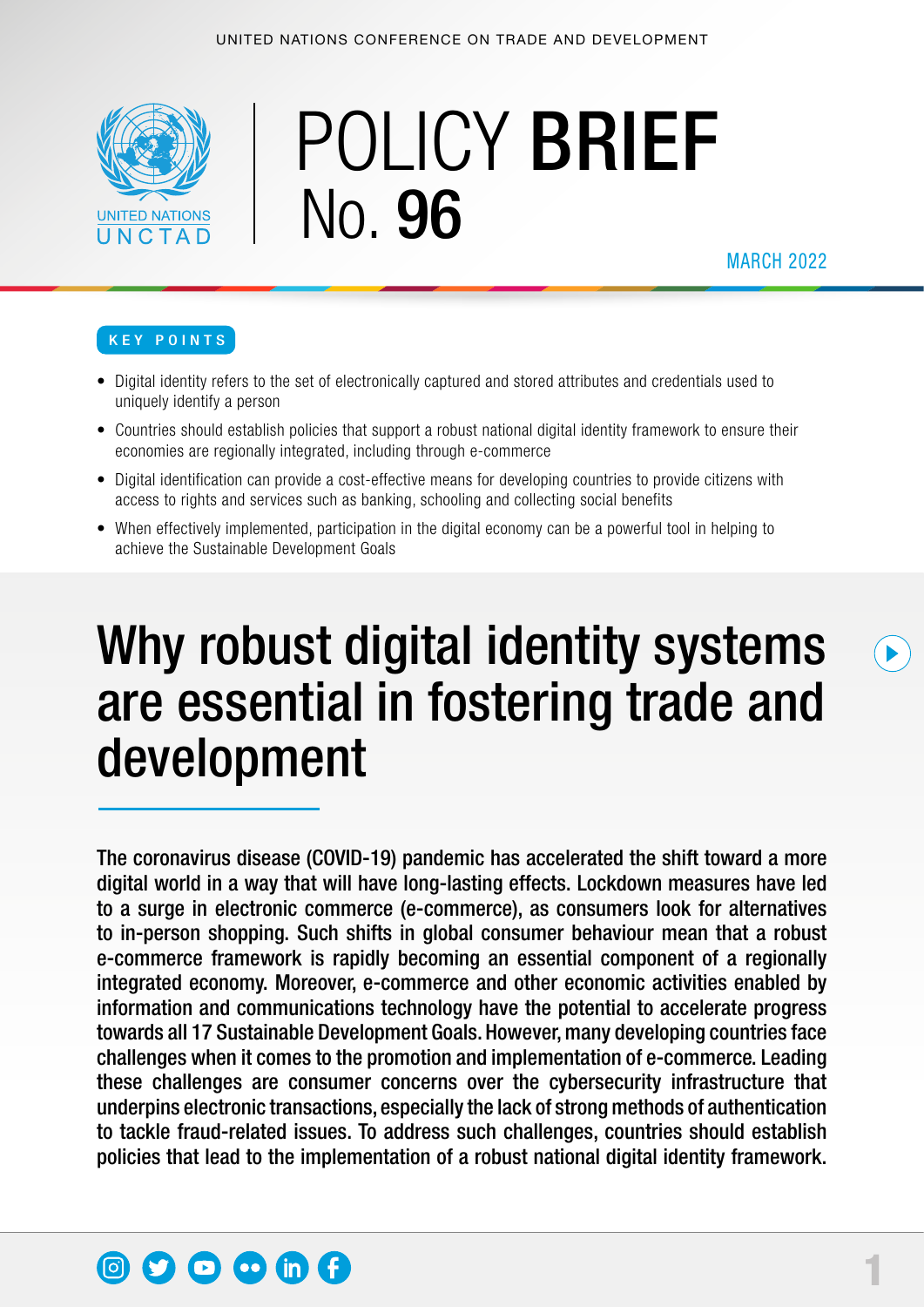UNITED NATIONS CONFERENCE ON TRADE AND DEVELOPMENT

UNITED NATIONS
UNCTAD

# POLICY **BRIEF**
## No. **96**

MARCH 2022

**KEY POINTS**

- Digital identity refers to the set of electronically captured and stored attributes and credentials used to uniquely identify a person
- Countries should establish policies that support a robust national digital identity framework to ensure their economies are regionally integrated, including through e-commerce
- Digital identification can provide a cost-effective means for developing countries to provide citizens with access to rights and services such as banking, schooling and collecting social benefits
- When effectively implemented, participation in the digital economy can be a powerful tool in helping to achieve the Sustainable Development Goals

# Why robust digital identity systems are essential in fostering trade and development

The coronavirus disease (COVID-19) pandemic has accelerated the shift toward a more digital world in a way that will have long-lasting effects. Lockdown measures have led to a surge in electronic commerce (e-commerce), as consumers look for alternatives to in-person shopping. Such shifts in global consumer behaviour mean that a robust e-commerce framework is rapidly becoming an essential component of a regionally integrated economy. Moreover, e-commerce and other economic activities enabled by information and communications technology have the potential to accelerate progress towards all 17 Sustainable Development Goals. However, many developing countries face challenges when it comes to the promotion and implementation of e-commerce. Leading these challenges are consumer concerns over the cybersecurity infrastructure that underpins electronic transactions, especially the lack of strong methods of authentication to tackle fraud-related issues. To address such challenges, countries should establish policies that lead to the implementation of a robust national digital identity framework.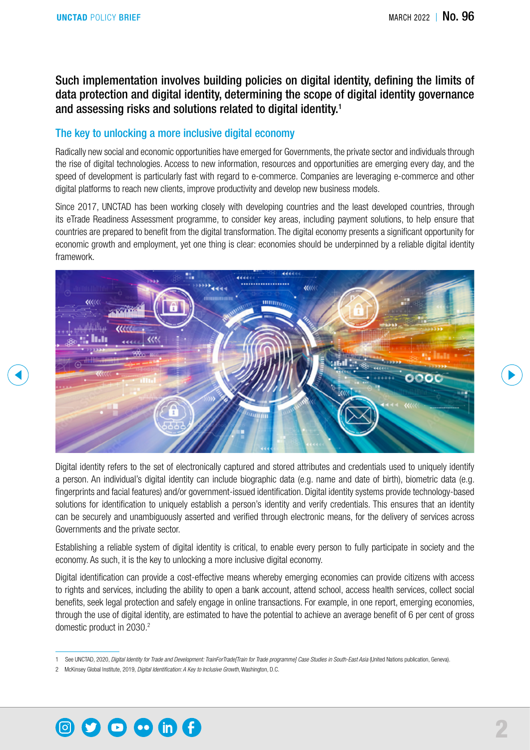**Such implementation involves building policies on digital identity, defining the limits of data protection and digital identity, determining the scope of digital identity governance and assessing risks and solutions related to digital identity.**[1]

## The key to unlocking a more inclusive digital economy

Radically new social and economic opportunities have emerged for Governments, the private sector and individuals through the rise of digital technologies. Access to new information, resources and opportunities are emerging every day, and the speed of development is particularly fast with regard to e-commerce. Companies are leveraging e-commerce and other digital platforms to reach new clients, improve productivity and develop new business models.

Since 2017, UNCTAD has been working closely with developing countries and the least developed countries, through its eTrade Readiness Assessment programme, to consider key areas, including payment solutions, to help ensure that countries are prepared to benefit from the digital transformation. The digital economy presents a significant opportunity for economic growth and employment, yet one thing is clear: economies should be underpinned by a reliable digital identity framework.

Digital identity refers to the set of electronically captured and stored attributes and credentials used to uniquely identify a person. An individual's digital identity can include biographic data (e.g. name and date of birth), biometric data (e.g. fingerprints and facial features) and/or government-issued identification. Digital identity systems provide technology-based solutions for identification to uniquely establish a person's identity and verify credentials. This ensures that an identity can be securely and unambiguously asserted and verified through electronic means, for the delivery of services across Governments and the private sector.

Establishing a reliable system of digital identity is critical, to enable every person to fully participate in society and the economy. As such, it is the key to unlocking a more inclusive digital economy.

Digital identification can provide a cost-effective means whereby emerging economies can provide citizens with access to rights and services, including the ability to open a bank account, attend school, access health services, collect social benefits, seek legal protection and safely engage in online transactions. For example, in one report, emerging economies, through the use of digital identity, are estimated to have the potential to achieve an average benefit of 6 per cent of gross domestic product in 2030.[2]

---

1 See UNCTAD, 2020, *Digital Identity for Trade and Development: TrainForTrade[Train for Trade programme] Case Studies in South-East Asia* (United Nations publication, Geneva).

2 McKinsey Global Institute, 2019, *Digital Identification: A Key to Inclusive Growth*, Washington, D.C.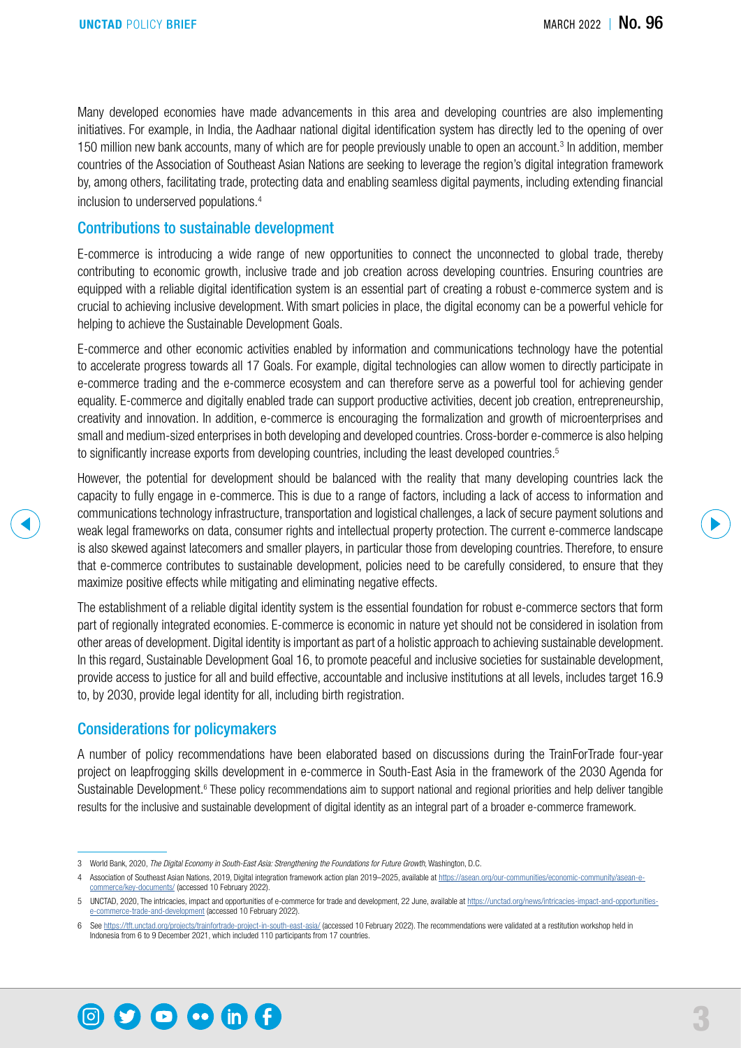Many developed economies have made advancements in this area and developing countries are also implementing initiatives. For example, in India, the Aadhaar national digital identification system has directly led to the opening of over 150 million new bank accounts, many of which are for people previously unable to open an account.[3] In addition, member countries of the Association of Southeast Asian Nations are seeking to leverage the region's digital integration framework by, among others, facilitating trade, protecting data and enabling seamless digital payments, including extending financial inclusion to underserved populations.[4]

## Contributions to sustainable development

E-commerce is introducing a wide range of new opportunities to connect the unconnected to global trade, thereby contributing to economic growth, inclusive trade and job creation across developing countries. Ensuring countries are equipped with a reliable digital identification system is an essential part of creating a robust e-commerce system and is crucial to achieving inclusive development. With smart policies in place, the digital economy can be a powerful vehicle for helping to achieve the Sustainable Development Goals.

E-commerce and other economic activities enabled by information and communications technology have the potential to accelerate progress towards all 17 Goals. For example, digital technologies can allow women to directly participate in e-commerce trading and the e-commerce ecosystem and can therefore serve as a powerful tool for achieving gender equality. E-commerce and digitally enabled trade can support productive activities, decent job creation, entrepreneurship, creativity and innovation. In addition, e-commerce is encouraging the formalization and growth of microenterprises and small and medium-sized enterprises in both developing and developed countries. Cross-border e-commerce is also helping to significantly increase exports from developing countries, including the least developed countries.[5]

However, the potential for development should be balanced with the reality that many developing countries lack the capacity to fully engage in e-commerce. This is due to a range of factors, including a lack of access to information and communications technology infrastructure, transportation and logistical challenges, a lack of secure payment solutions and weak legal frameworks on data, consumer rights and intellectual property protection. The current e-commerce landscape is also skewed against latecomers and smaller players, in particular those from developing countries. Therefore, to ensure that e-commerce contributes to sustainable development, policies need to be carefully considered, to ensure that they maximize positive effects while mitigating and eliminating negative effects.

The establishment of a reliable digital identity system is the essential foundation for robust e-commerce sectors that form part of regionally integrated economies. E-commerce is economic in nature yet should not be considered in isolation from other areas of development. Digital identity is important as part of a holistic approach to achieving sustainable development. In this regard, Sustainable Development Goal 16, to promote peaceful and inclusive societies for sustainable development, provide access to justice for all and build effective, accountable and inclusive institutions at all levels, includes target 16.9 to, by 2030, provide legal identity for all, including birth registration.

## Considerations for policymakers

A number of policy recommendations have been elaborated based on discussions during the TrainForTrade four-year project on leapfrogging skills development in e-commerce in South-East Asia in the framework of the 2030 Agenda for Sustainable Development.[6] These policy recommendations aim to support national and regional priorities and help deliver tangible results for the inclusive and sustainable development of digital identity as an integral part of a broader e-commerce framework.

---

3 World Bank, 2020, *The Digital Economy in South-East Asia: Strengthening the Foundations for Future Growth*, Washington, D.C.

4 Association of Southeast Asian Nations, 2019, Digital integration framework action plan 2019–2025, available at https://asean.org/our-communities/economic-community/asean-e-commerce/key-documents/ (accessed 10 February 2022).

5 UNCTAD, 2020, The intricacies, impact and opportunities of e-commerce for trade and development, 22 June, available at https://unctad.org/news/intricacies-impact-and-opportunities-e-commerce-trade-and-development (accessed 10 February 2022).

6 See https://tft.unctad.org/projects/trainfortrade-project-in-south-east-asia/ (accessed 10 February 2022). The recommendations were validated at a restitution workshop held in Indonesia from 6 to 9 December 2021, which included 110 participants from 17 countries.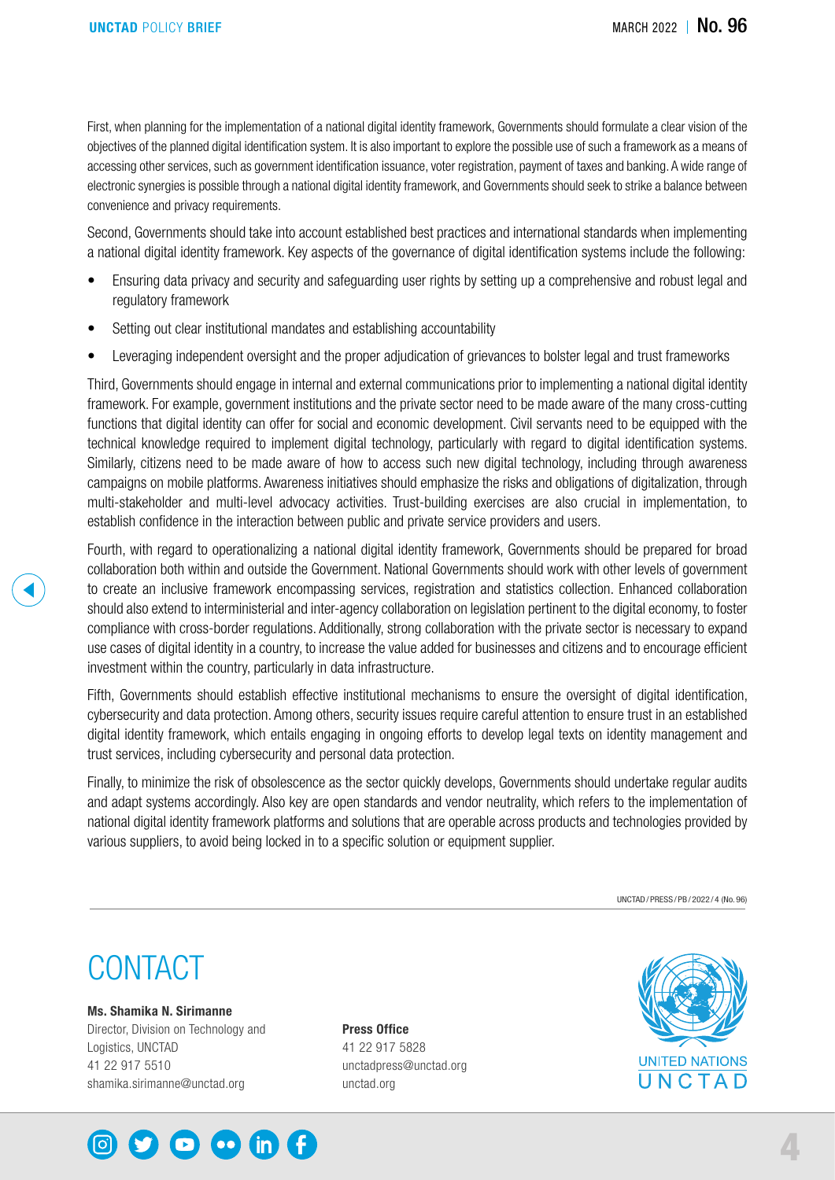First, when planning for the implementation of a national digital identity framework, Governments should formulate a clear vision of the objectives of the planned digital identification system. It is also important to explore the possible use of such a framework as a means of accessing other services, such as government identification issuance, voter registration, payment of taxes and banking. A wide range of electronic synergies is possible through a national digital identity framework, and Governments should seek to strike a balance between convenience and privacy requirements.

Second, Governments should take into account established best practices and international standards when implementing a national digital identity framework. Key aspects of the governance of digital identification systems include the following:

- Ensuring data privacy and security and safeguarding user rights by setting up a comprehensive and robust legal and regulatory framework
- Setting out clear institutional mandates and establishing accountability
- Leveraging independent oversight and the proper adjudication of grievances to bolster legal and trust frameworks

Third, Governments should engage in internal and external communications prior to implementing a national digital identity framework. For example, government institutions and the private sector need to be made aware of the many cross-cutting functions that digital identity can offer for social and economic development. Civil servants need to be equipped with the technical knowledge required to implement digital technology, particularly with regard to digital identification systems. Similarly, citizens need to be made aware of how to access such new digital technology, including through awareness campaigns on mobile platforms. Awareness initiatives should emphasize the risks and obligations of digitalization, through multi-stakeholder and multi-level advocacy activities. Trust-building exercises are also crucial in implementation, to establish confidence in the interaction between public and private service providers and users.

Fourth, with regard to operationalizing a national digital identity framework, Governments should be prepared for broad collaboration both within and outside the Government. National Governments should work with other levels of government to create an inclusive framework encompassing services, registration and statistics collection. Enhanced collaboration should also extend to interministerial and inter-agency collaboration on legislation pertinent to the digital economy, to foster compliance with cross-border regulations. Additionally, strong collaboration with the private sector is necessary to expand use cases of digital identity in a country, to increase the value added for businesses and citizens and to encourage efficient investment within the country, particularly in data infrastructure.

Fifth, Governments should establish effective institutional mechanisms to ensure the oversight of digital identification, cybersecurity and data protection. Among others, security issues require careful attention to ensure trust in an established digital identity framework, which entails engaging in ongoing efforts to develop legal texts on identity management and trust services, including cybersecurity and personal data protection.

Finally, to minimize the risk of obsolescence as the sector quickly develops, Governments should undertake regular audits and adapt systems accordingly. Also key are open standards and vendor neutrality, which refers to the implementation of national digital identity framework platforms and solutions that are operable across products and technologies provided by various suppliers, to avoid being locked in to a specific solution or equipment supplier.

UNCTAD/PRESS/PB/2022/4 (No. 96)

# CONTACT

**Ms. Shamika N. Sirimanne**
Director, Division on Technology and Logistics, UNCTAD
41 22 917 5510
shamika.sirimanne@unctad.org

**Press Office**
41 22 917 5828
unctadpress@unctad.org
unctad.org